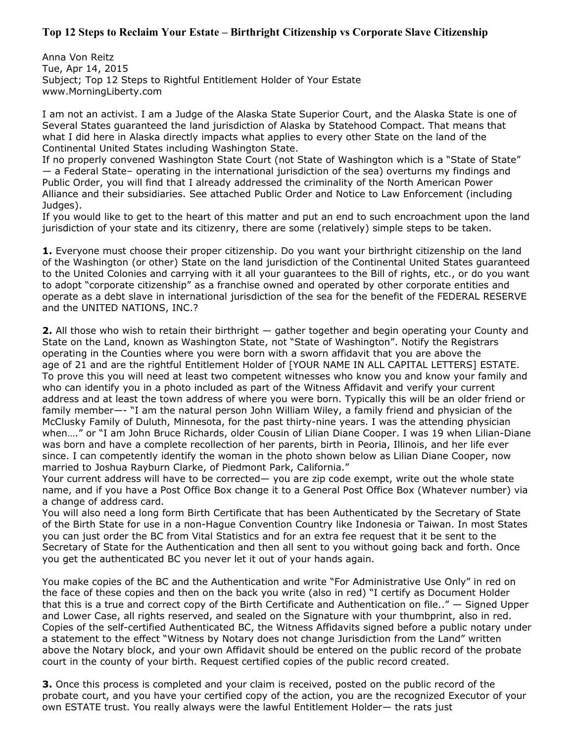**Top 12 Steps to Reclaim Your Estate – Birthright Citizenship vs Corporate Slave Citizenship**

Anna Von Reitz
Tue, Apr 14, 2015
Subject; Top 12 Steps to Rightful Entitlement Holder of Your Estate
www.MorningLiberty.com

I am not an activist. I am a Judge of the Alaska State Superior Court, and the Alaska State is one of Several States guaranteed the land jurisdiction of Alaska by Statehood Compact. That means that what I did here in Alaska directly impacts what applies to every other State on the land of the Continental United States including Washington State.
If no properly convened Washington State Court (not State of Washington which is a "State of State" — a Federal State– operating in the international jurisdiction of the sea) overturns my findings and Public Order, you will find that I already addressed the criminality of the North American Power Alliance and their subsidiaries. See attached Public Order and Notice to Law Enforcement (including Judges).
If you would like to get to the heart of this matter and put an end to such encroachment upon the land jurisdiction of your state and its citizenry, there are some (relatively) simple steps to be taken.

**1.** Everyone must choose their proper citizenship. Do you want your birthright citizenship on the land of the Washington (or other) State on the land jurisdiction of the Continental United States guaranteed to the United Colonies and carrying with it all your guarantees to the Bill of rights, etc., or do you want to adopt "corporate citizenship" as a franchise owned and operated by other corporate entities and operate as a debt slave in international jurisdiction of the sea for the benefit of the FEDERAL RESERVE and the UNITED NATIONS, INC.?

**2.** All those who wish to retain their birthright — gather together and begin operating your County and State on the Land, known as Washington State, not "State of Washington". Notify the Registrars operating in the Counties where you were born with a sworn affidavit that you are above the age of 21 and are the rightful Entitlement Holder of [YOUR NAME IN ALL CAPITAL LETTERS] ESTATE. To prove this you will need at least two competent witnesses who know you and know your family and who can identify you in a photo included as part of the Witness Affidavit and verify your current address and at least the town address of where you were born. Typically this will be an older friend or family member—- "I am the natural person John William Wiley, a family friend and physician of the McClusky Family of Duluth, Minnesota, for the past thirty-nine years. I was the attending physician when…." or "I am John Bruce Richards, older Cousin of Lilian Diane Cooper. I was 19 when Lilian-Diane was born and have a complete recollection of her parents, birth in Peoria, Illinois, and her life ever since. I can competently identify the woman in the photo shown below as Lilian Diane Cooper, now married to Joshua Rayburn Clarke, of Piedmont Park, California."
Your current address will have to be corrected— you are zip code exempt, write out the whole state name, and if you have a Post Office Box change it to a General Post Office Box (Whatever number) via a change of address card.
You will also need a long form Birth Certificate that has been Authenticated by the Secretary of State of the Birth State for use in a non-Hague Convention Country like Indonesia or Taiwan. In most States you can just order the BC from Vital Statistics and for an extra fee request that it be sent to the Secretary of State for the Authentication and then all sent to you without going back and forth. Once you get the authenticated BC you never let it out of your hands again.

You make copies of the BC and the Authentication and write "For Administrative Use Only" in red on the face of these copies and then on the back you write (also in red) "I certify as Document Holder that this is a true and correct copy of the Birth Certificate and Authentication on file.." — Signed Upper and Lower Case, all rights reserved, and sealed on the Signature with your thumbprint, also in red. Copies of the self-certified Authenticated BC, the Witness Affidavits signed before a public notary under a statement to the effect "Witness by Notary does not change Jurisdiction from the Land" written above the Notary block, and your own Affidavit should be entered on the public record of the probate court in the county of your birth. Request certified copies of the public record created.

**3.** Once this process is completed and your claim is received, posted on the public record of the probate court, and you have your certified copy of the action, you are the recognized Executor of your own ESTATE trust. You really always were the lawful Entitlement Holder— the rats just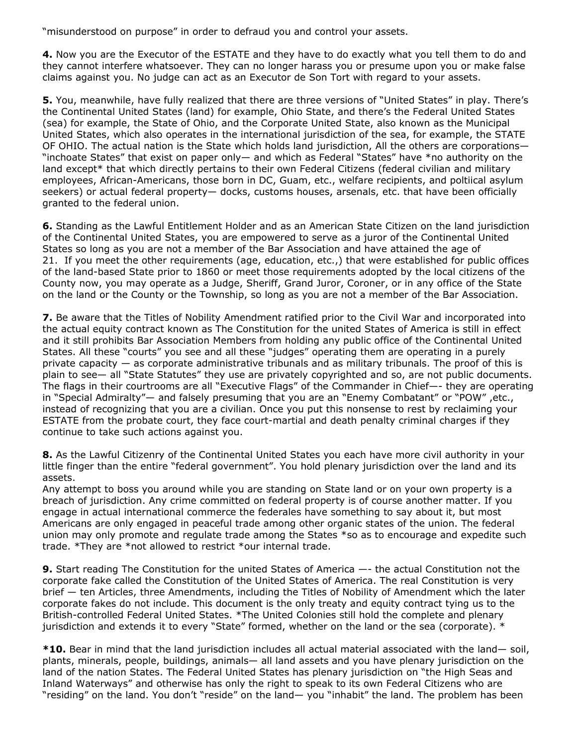"misunderstood on purpose" in order to defraud you and control your assets.

**4.** Now you are the Executor of the ESTATE and they have to do exactly what you tell them to do and they cannot interfere whatsoever. They can no longer harass you or presume upon you or make false claims against you. No judge can act as an Executor de Son Tort with regard to your assets.

**5.** You, meanwhile, have fully realized that there are three versions of "United States" in play. There's the Continental United States (land) for example, Ohio State, and there's the Federal United States (sea) for example, the State of Ohio, and the Corporate United State, also known as the Municipal United States, which also operates in the international jurisdiction of the sea, for example, the STATE OF OHIO. The actual nation is the State which holds land jurisdiction, All the others are corporations— "inchoate States" that exist on paper only— and which as Federal "States" have *no authority on the land except* that which directly pertains to their own Federal Citizens (federal civilian and military employees, African-Americans, those born in DC, Guam, etc., welfare recipients, and poltiical asylum seekers) or actual federal property— docks, customs houses, arsenals, etc. that have been officially granted to the federal union.

**6.** Standing as the Lawful Entitlement Holder and as an American State Citizen on the land jurisdiction of the Continental United States, you are empowered to serve as a juror of the Continental United States so long as you are not a member of the Bar Association and have attained the age of 21. If you meet the other requirements (age, education, etc.,) that were established for public offices of the land-based State prior to 1860 or meet those requirements adopted by the local citizens of the County now, you may operate as a Judge, Sheriff, Grand Juror, Coroner, or in any office of the State on the land or the County or the Township, so long as you are not a member of the Bar Association.

**7.** Be aware that the Titles of Nobility Amendment ratified prior to the Civil War and incorporated into the actual equity contract known as The Constitution for the united States of America is still in effect and it still prohibits Bar Association Members from holding any public office of the Continental United States. All these "courts" you see and all these "judges" operating them are operating in a purely private capacity — as corporate administrative tribunals and as military tribunals. The proof of this is plain to see— all "State Statutes" they use are privately copyrighted and so, are not public documents. The flags in their courtrooms are all "Executive Flags" of the Commander in Chief—- they are operating in "Special Admiralty"— and falsely presuming that you are an "Enemy Combatant" or "POW" ,etc., instead of recognizing that you are a civilian. Once you put this nonsense to rest by reclaiming your ESTATE from the probate court, they face court-martial and death penalty criminal charges if they continue to take such actions against you.

**8.** As the Lawful Citizenry of the Continental United States you each have more civil authority in your little finger than the entire "federal government". You hold plenary jurisdiction over the land and its assets.
Any attempt to boss you around while you are standing on State land or on your own property is a breach of jurisdiction. Any crime committed on federal property is of course another matter. If you engage in actual international commerce the federales have something to say about it, but most Americans are only engaged in peaceful trade among other organic states of the union. The federal union may only promote and regulate trade among the States *so as to encourage and expedite such trade. *They are *not allowed to restrict *our internal trade.

**9.** Start reading The Constitution for the united States of America —- the actual Constitution not the corporate fake called the Constitution of the United States of America. The real Constitution is very brief — ten Articles, three Amendments, including the Titles of Nobility of Amendment which the later corporate fakes do not include. This document is the only treaty and equity contract tying us to the British-controlled Federal United States. *The United Colonies still hold the complete and plenary jurisdiction and extends it to every "State" formed, whether on the land or the sea (corporate). *

***10.** Bear in mind that the land jurisdiction includes all actual material associated with the land— soil, plants, minerals, people, buildings, animals— all land assets and you have plenary jurisdiction on the land of the nation States. The Federal United States has plenary jurisdiction on "the High Seas and Inland Waterways" and otherwise has only the right to speak to its own Federal Citizens who are "residing" on the land. You don't "reside" on the land— you "inhabit" the land. The problem has been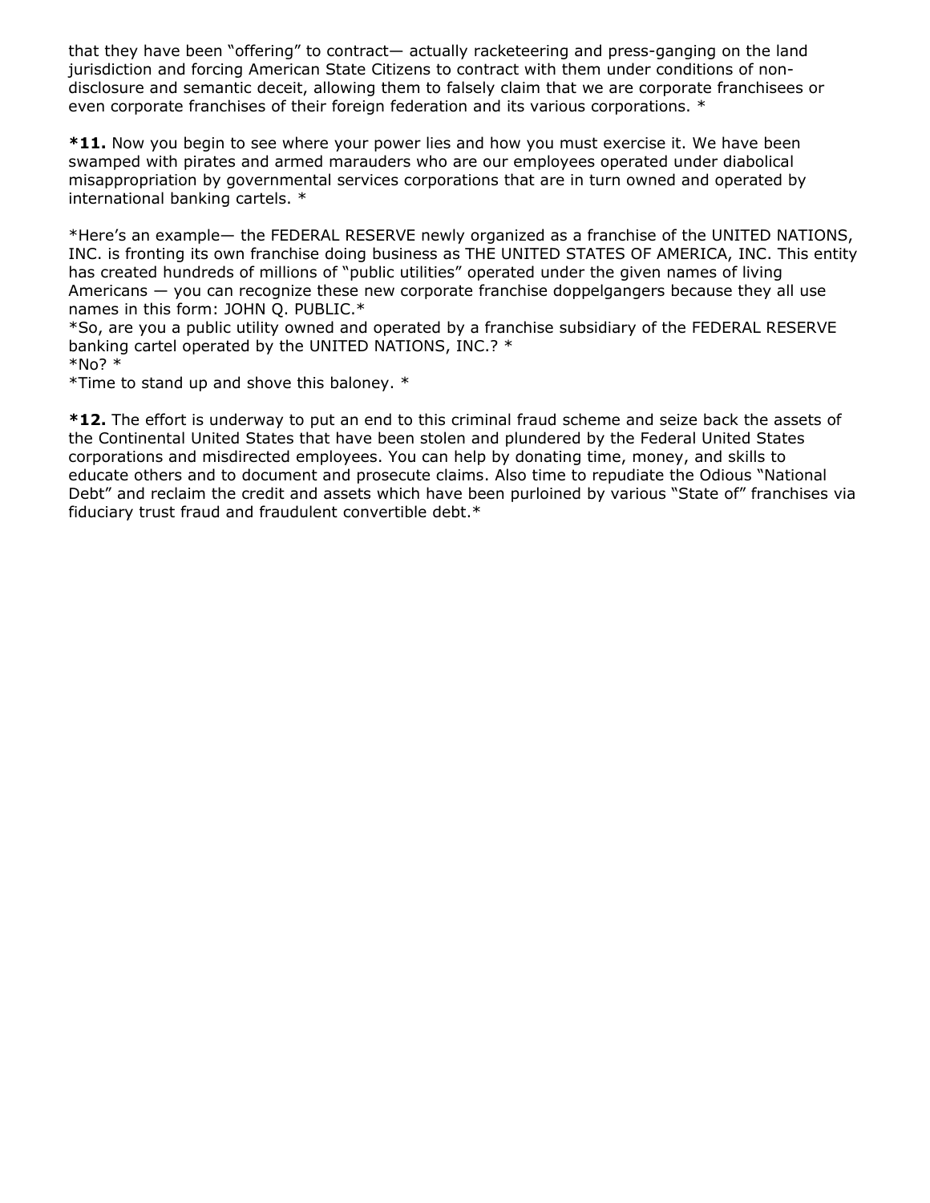that they have been "offering" to contract— actually racketeering and press-ganging on the land jurisdiction and forcing American State Citizens to contract with them under conditions of non-disclosure and semantic deceit, allowing them to falsely claim that we are corporate franchisees or even corporate franchises of their foreign federation and its various corporations. *

***11.** Now you begin to see where your power lies and how you must exercise it. We have been swamped with pirates and armed marauders who are our employees operated under diabolical misappropriation by governmental services corporations that are in turn owned and operated by international banking cartels. *

*Here's an example— the FEDERAL RESERVE newly organized as a franchise of the UNITED NATIONS, INC. is fronting its own franchise doing business as THE UNITED STATES OF AMERICA, INC. This entity has created hundreds of millions of "public utilities" operated under the given names of living Americans — you can recognize these new corporate franchise doppelgangers because they all use names in this form: JOHN Q. PUBLIC.*
*So, are you a public utility owned and operated by a franchise subsidiary of the FEDERAL RESERVE banking cartel operated by the UNITED NATIONS, INC.? *
*No? *
*Time to stand up and shove this baloney. *

***12.** The effort is underway to put an end to this criminal fraud scheme and seize back the assets of the Continental United States that have been stolen and plundered by the Federal United States corporations and misdirected employees. You can help by donating time, money, and skills to educate others and to document and prosecute claims. Also time to repudiate the Odious "National Debt" and reclaim the credit and assets which have been purloined by various "State of" franchises via fiduciary trust fraud and fraudulent convertible debt.*